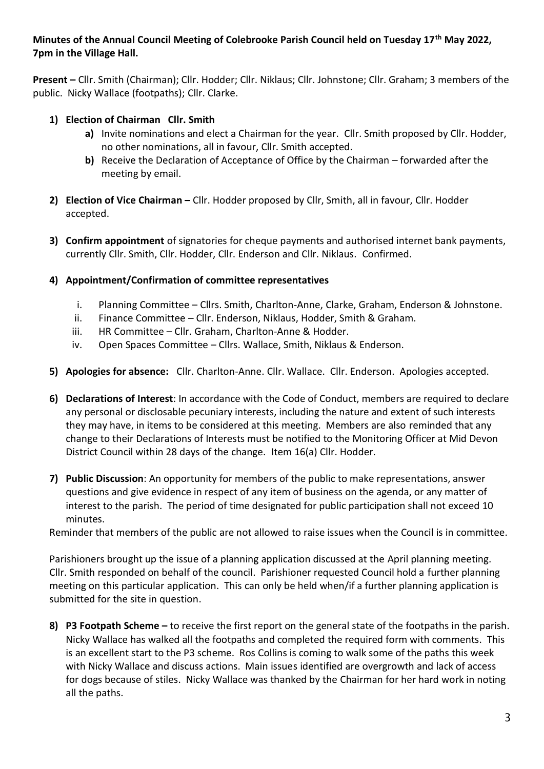**Minutes of the Annual Council Meeting of Colebrooke Parish Council held on Tuesday 17th May 2022, 7pm in the Village Hall.**

**Present –** Cllr. Smith (Chairman); Cllr. Hodder; Cllr. Niklaus; Cllr. Johnstone; Cllr. Graham; 3 members of the public. Nicky Wallace (footpaths); Cllr. Clarke.

1) **Election of Chairman Cllr. Smith**
   a) Invite nominations and elect a Chairman for the year. Cllr. Smith proposed by Cllr. Hodder, no other nominations, all in favour, Cllr. Smith accepted.
   b) Receive the Declaration of Acceptance of Office by the Chairman – forwarded after the meeting by email.

2) **Election of Vice Chairman –** Cllr. Hodder proposed by Cllr, Smith, all in favour, Cllr. Hodder accepted.

3) **Confirm appointment** of signatories for cheque payments and authorised internet bank payments, currently Cllr. Smith, Cllr. Hodder, Cllr. Enderson and Cllr. Niklaus. Confirmed.

4) **Appointment/Confirmation of committee representatives**
   i. Planning Committee – Cllrs. Smith, Charlton-Anne, Clarke, Graham, Enderson & Johnstone.
   ii. Finance Committee – Cllr. Enderson, Niklaus, Hodder, Smith & Graham.
   iii. HR Committee – Cllr. Graham, Charlton-Anne & Hodder.
   iv. Open Spaces Committee – Cllrs. Wallace, Smith, Niklaus & Enderson.

5) **Apologies for absence:** Cllr. Charlton-Anne. Cllr. Wallace. Cllr. Enderson. Apologies accepted.

6) **Declarations of Interest**: In accordance with the Code of Conduct, members are required to declare any personal or disclosable pecuniary interests, including the nature and extent of such interests they may have, in items to be considered at this meeting. Members are also reminded that any change to their Declarations of Interests must be notified to the Monitoring Officer at Mid Devon District Council within 28 days of the change. Item 16(a) Cllr. Hodder.

7) **Public Discussion**: An opportunity for members of the public to make representations, answer questions and give evidence in respect of any item of business on the agenda, or any matter of interest to the parish. The period of time designated for public participation shall not exceed 10 minutes.

Reminder that members of the public are not allowed to raise issues when the Council is in committee.

Parishioners brought up the issue of a planning application discussed at the April planning meeting. Cllr. Smith responded on behalf of the council. Parishioner requested Council hold a further planning meeting on this particular application. This can only be held when/if a further planning application is submitted for the site in question.

8) **P3 Footpath Scheme –** to receive the first report on the general state of the footpaths in the parish. Nicky Wallace has walked all the footpaths and completed the required form with comments. This is an excellent start to the P3 scheme. Ros Collins is coming to walk some of the paths this week with Nicky Wallace and discuss actions. Main issues identified are overgrowth and lack of access for dogs because of stiles. Nicky Wallace was thanked by the Chairman for her hard work in noting all the paths.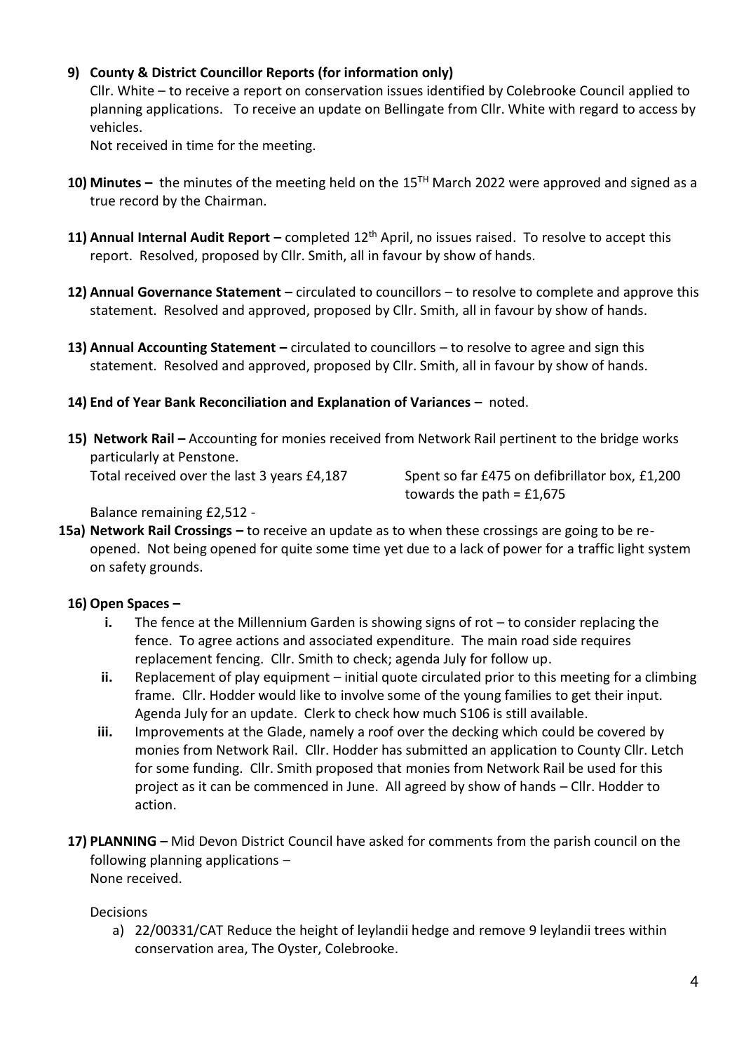9) **County & District Councillor Reports (for information only)**

   Cllr. White – to receive a report on conservation issues identified by Colebrooke Council applied to planning applications. To receive an update on Bellingate from Cllr. White with regard to access by vehicles.

   Not received in time for the meeting.

10) **Minutes –** the minutes of the meeting held on the 15TH March 2022 were approved and signed as a true record by the Chairman.

11) **Annual Internal Audit Report –** completed 12th April, no issues raised. To resolve to accept this report. Resolved, proposed by Cllr. Smith, all in favour by show of hands.

12) **Annual Governance Statement –** circulated to councillors – to resolve to complete and approve this statement. Resolved and approved, proposed by Cllr. Smith, all in favour by show of hands.

13) **Annual Accounting Statement –** circulated to councillors – to resolve to agree and sign this statement. Resolved and approved, proposed by Cllr. Smith, all in favour by show of hands.

14) **End of Year Bank Reconciliation and Explanation of Variances –** noted.

15) **Network Rail –** Accounting for monies received from Network Rail pertinent to the bridge works particularly at Penstone.

    Total received over the last 3 years £4,187

    Spent so far £475 on defibrillator box, £1,200 towards the path = £1,675

    Balance remaining £2,512 -

15a) **Network Rail Crossings –** to receive an update as to when these crossings are going to be re-opened. Not being opened for quite some time yet due to a lack of power for a traffic light system on safety grounds.

16) **Open Spaces –**

    i. The fence at the Millennium Garden is showing signs of rot – to consider replacing the fence. To agree actions and associated expenditure. The main road side requires replacement fencing. Cllr. Smith to check; agenda July for follow up.

    ii. Replacement of play equipment – initial quote circulated prior to this meeting for a climbing frame. Cllr. Hodder would like to involve some of the young families to get their input. Agenda July for an update. Clerk to check how much S106 is still available.

    iii. Improvements at the Glade, namely a roof over the decking which could be covered by monies from Network Rail. Cllr. Hodder has submitted an application to County Cllr. Letch for some funding. Cllr. Smith proposed that monies from Network Rail be used for this project as it can be commenced in June. All agreed by show of hands – Cllr. Hodder to action.

17) **PLANNING –** Mid Devon District Council have asked for comments from the parish council on the following planning applications –

    None received.

    Decisions

    a) 22/00331/CAT Reduce the height of leylandii hedge and remove 9 leylandii trees within conservation area, The Oyster, Colebrooke.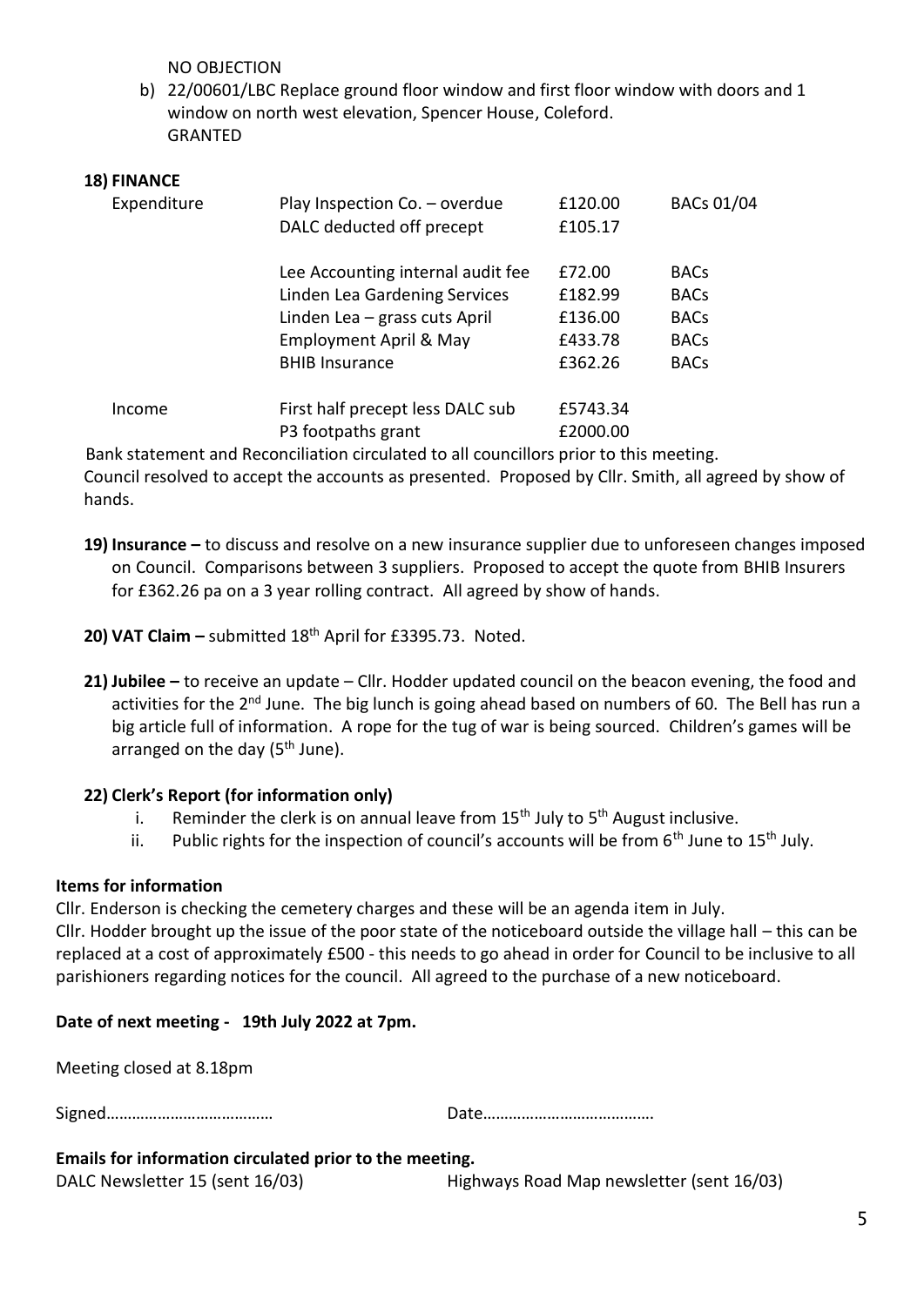NO OBJECTION

b) 22/00601/LBC Replace ground floor window and first floor window with doors and 1 window on north west elevation, Spencer House, Coleford.
GRANTED

**18) FINANCE**

| | | | |
|---|---|---|---|
| Expenditure | Play Inspection Co. – overdue | £120.00 | BACs 01/04 |
| | DALC deducted off precept | £105.17 | |
| | Lee Accounting internal audit fee | £72.00 | BACs |
| | Linden Lea Gardening Services | £182.99 | BACs |
| | Linden Lea – grass cuts April | £136.00 | BACs |
| | Employment April & May | £433.78 | BACs |
| | BHIB Insurance | £362.26 | BACs |
| Income | First half precept less DALC sub | £5743.34 | |
| | P3 footpaths grant | £2000.00 | |

Bank statement and Reconciliation circulated to all councillors prior to this meeting.
Council resolved to accept the accounts as presented. Proposed by Cllr. Smith, all agreed by show of hands.

**19) Insurance –** to discuss and resolve on a new insurance supplier due to unforeseen changes imposed on Council. Comparisons between 3 suppliers. Proposed to accept the quote from BHIB Insurers for £362.26 pa on a 3 year rolling contract. All agreed by show of hands.

**20) VAT Claim –** submitted 18th April for £3395.73. Noted.

**21) Jubilee –** to receive an update – Cllr. Hodder updated council on the beacon evening, the food and activities for the 2nd June. The big lunch is going ahead based on numbers of 60. The Bell has run a big article full of information. A rope for the tug of war is being sourced. Children's games will be arranged on the day (5th June).

**22) Clerk's Report (for information only)**

i. Reminder the clerk is on annual leave from 15th July to 5th August inclusive.
ii. Public rights for the inspection of council's accounts will be from 6th June to 15th July.

**Items for information**

Cllr. Enderson is checking the cemetery charges and these will be an agenda item in July.
Cllr. Hodder brought up the issue of the poor state of the noticeboard outside the village hall – this can be replaced at a cost of approximately £500 - this needs to go ahead in order for Council to be inclusive to all parishioners regarding notices for the council. All agreed to the purchase of a new noticeboard.

**Date of next meeting - 19th July 2022 at 7pm.**

Meeting closed at 8.18pm

Signed………………………………… Date………………………………….

**Emails for information circulated prior to the meeting.**

DALC Newsletter 15 (sent 16/03) Highways Road Map newsletter (sent 16/03)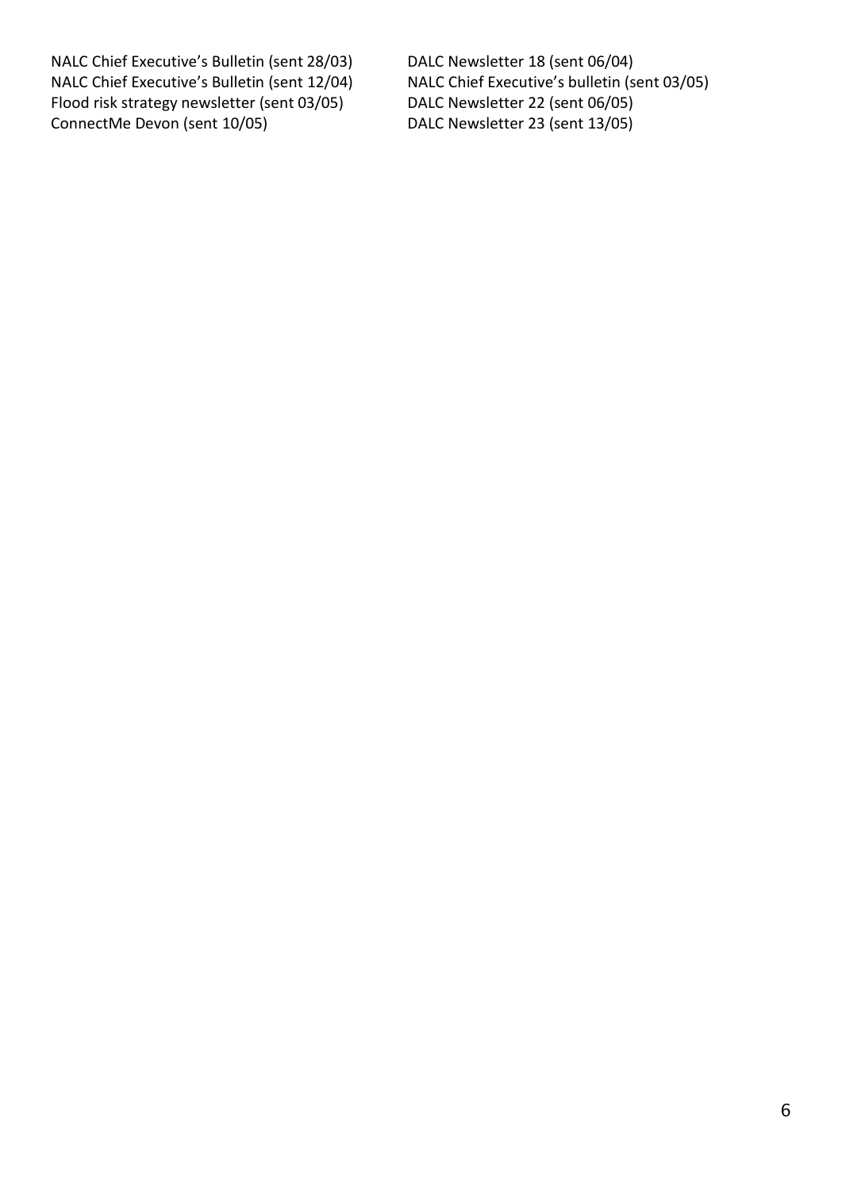NALC Chief Executive's Bulletin (sent 28/03)
NALC Chief Executive's Bulletin (sent 12/04)
Flood risk strategy newsletter (sent 03/05)
ConnectMe Devon (sent 10/05)

DALC Newsletter 18 (sent 06/04)
NALC Chief Executive's bulletin (sent 03/05)
DALC Newsletter 22 (sent 06/05)
DALC Newsletter 23 (sent 13/05)